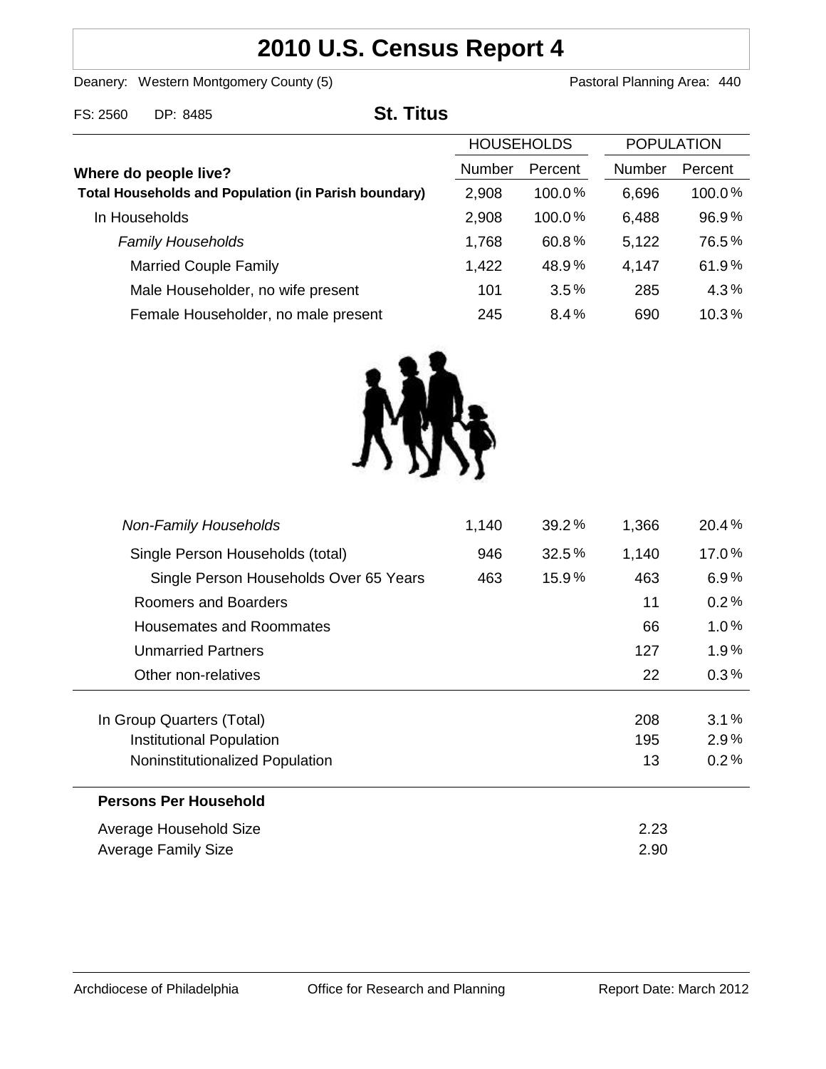# 2010 U.S. Census Report 4

Deanery: Western Montgomery County (5) Pastoral Planning Area: 440

FS: 2560 DP: 8485

## St. Titus

| Where do people live? | HOUSEHOLDS Number | HOUSEHOLDS Percent | POPULATION Number | POPULATION Percent |
|---|---|---|---|---|
| **Total Households and Population (in Parish boundary)** | 2,908 | 100.0% | 6,696 | 100.0% |
| In Households | 2,908 | 100.0% | 6,488 | 96.9% |
| *Family Households* | 1,768 | 60.8% | 5,122 | 76.5% |
| Married Couple Family | 1,422 | 48.9% | 4,147 | 61.9% |
| Male Householder, no wife present | 101 | 3.5% | 285 | 4.3% |
| Female Householder, no male present | 245 | 8.4% | 690 | 10.3% |
| *Non-Family Households* | 1,140 | 39.2% | 1,366 | 20.4% |
| Single Person Households (total) | 946 | 32.5% | 1,140 | 17.0% |
| Single Person Households Over 65 Years | 463 | 15.9% | 463 | 6.9% |
| Roomers and Boarders | | | 11 | 0.2% |
| Housemates and Roommates | | | 66 | 1.0% |
| Unmarried Partners | | | 127 | 1.9% |
| Other non-relatives | | | 22 | 0.3% |
| In Group Quarters (Total) | | | 208 | 3.1% |
| Institutional Population | | | 195 | 2.9% |
| Noninstitutionalized Population | | | 13 | 0.2% |

**Persons Per Household**

| | |
|---|---|
| Average Household Size | 2.23 |
| Average Family Size | 2.90 |

Archdiocese of Philadelphia Office for Research and Planning Report Date: March 2012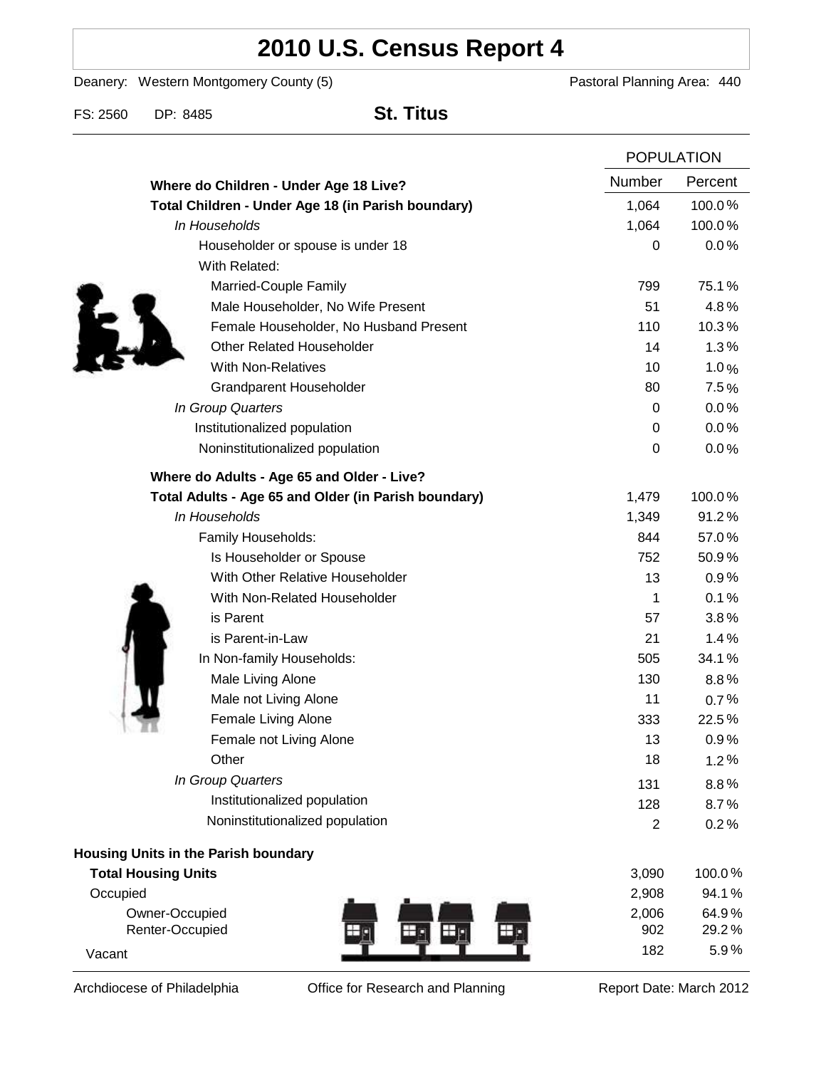# 2010 U.S. Census Report 4

Deanery: Western Montgomery County (5)　　Pastoral Planning Area: 440

FS: 2560　DP: 8485　**St. Titus**

| | POPULATION | |
|---|---|---|
| | Number | Percent |
| **Where do Children - Under Age 18 Live?** | | |
| **Total Children - Under Age 18 (in Parish boundary)** | 1,064 | 100.0% |
| *In Households* | 1,064 | 100.0% |
| Householder or spouse is under 18 | 0 | 0.0% |
| With Related: | | |
| Married-Couple Family | 799 | 75.1% |
| Male Householder, No Wife Present | 51 | 4.8% |
| Female Householder, No Husband Present | 110 | 10.3% |
| Other Related Householder | 14 | 1.3% |
| With Non-Relatives | 10 | 1.0% |
| Grandparent Householder | 80 | 7.5% |
| *In Group Quarters* | 0 | 0.0% |
| Institutionalized population | 0 | 0.0% |
| Noninstitutionalized population | 0 | 0.0% |
| **Where do Adults - Age 65 and Older - Live?** | | |
| **Total Adults - Age 65 and Older (in Parish boundary)** | 1,479 | 100.0% |
| *In Households* | 1,349 | 91.2% |
| Family Households: | 844 | 57.0% |
| Is Householder or Spouse | 752 | 50.9% |
| With Other Relative Householder | 13 | 0.9% |
| With Non-Related Householder | 1 | 0.1% |
| is Parent | 57 | 3.8% |
| is Parent-in-Law | 21 | 1.4% |
| In Non-family Households: | 505 | 34.1% |
| Male Living Alone | 130 | 8.8% |
| Male not Living Alone | 11 | 0.7% |
| Female Living Alone | 333 | 22.5% |
| Female not Living Alone | 13 | 0.9% |
| Other | 18 | 1.2% |
| *In Group Quarters* | 131 | 8.8% |
| Institutionalized population | 128 | 8.7% |
| Noninstitutionalized population | 2 | 0.2% |
| **Housing Units in the Parish boundary** | | |
| **Total Housing Units** | 3,090 | 100.0% |
| Occupied | 2,908 | 94.1% |
| Owner-Occupied | 2,006 | 64.9% |
| Renter-Occupied | 902 | 29.2% |
| Vacant | 182 | 5.9% |

Archdiocese of Philadelphia　　Office for Research and Planning　　Report Date: March 2012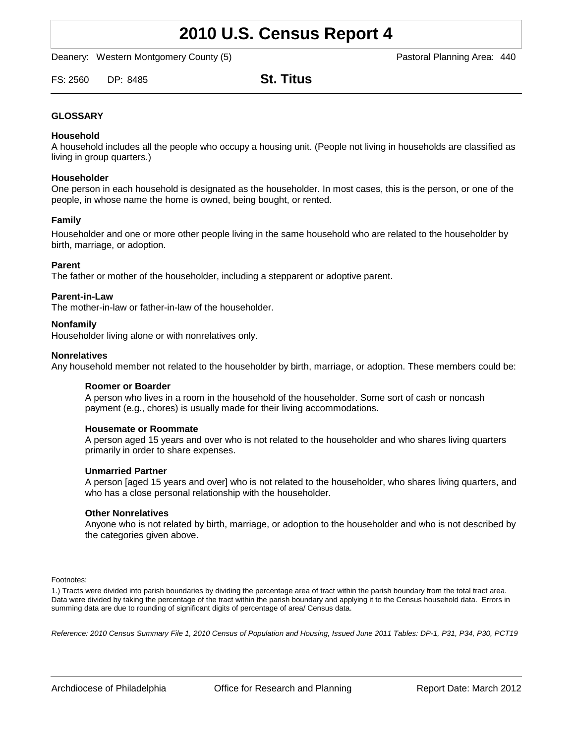# 2010 U.S. Census Report 4

Deanery: Western Montgomery County (5) Pastoral Planning Area: 440

FS: 2560 DP: 8485 **St. Titus**

## GLOSSARY

**Household**
A household includes all the people who occupy a housing unit. (People not living in households are classified as living in group quarters.)

**Householder**
One person in each household is designated as the householder. In most cases, this is the person, or one of the people, in whose name the home is owned, being bought, or rented.

**Family**
Householder and one or more other people living in the same household who are related to the householder by birth, marriage, or adoption.

**Parent**
The father or mother of the householder, including a stepparent or adoptive parent.

**Parent-in-Law**
The mother-in-law or father-in-law of the householder.

**Nonfamily**
Householder living alone or with nonrelatives only.

**Nonrelatives**
Any household member not related to the householder by birth, marriage, or adoption. These members could be:

> **Roomer or Boarder**
> A person who lives in a room in the household of the householder. Some sort of cash or noncash payment (e.g., chores) is usually made for their living accommodations.
>
> **Housemate or Roommate**
> A person aged 15 years and over who is not related to the householder and who shares living quarters primarily in order to share expenses.
>
> **Unmarried Partner**
> A person [aged 15 years and over] who is not related to the householder, who shares living quarters, and who has a close personal relationship with the householder.
>
> **Other Nonrelatives**
> Anyone who is not related by birth, marriage, or adoption to the householder and who is not described by the categories given above.

Footnotes:

1.) Tracts were divided into parish boundaries by dividing the percentage area of tract within the parish boundary from the total tract area. Data were divided by taking the percentage of the tract within the parish boundary and applying it to the Census household data. Errors in summing data are due to rounding of significant digits of percentage of area/ Census data.

*Reference: 2010 Census Summary File 1, 2010 Census of Population and Housing, Issued June 2011 Tables: DP-1, P31, P34, P30, PCT19*

Archdiocese of Philadelphia Office for Research and Planning Report Date: March 2012